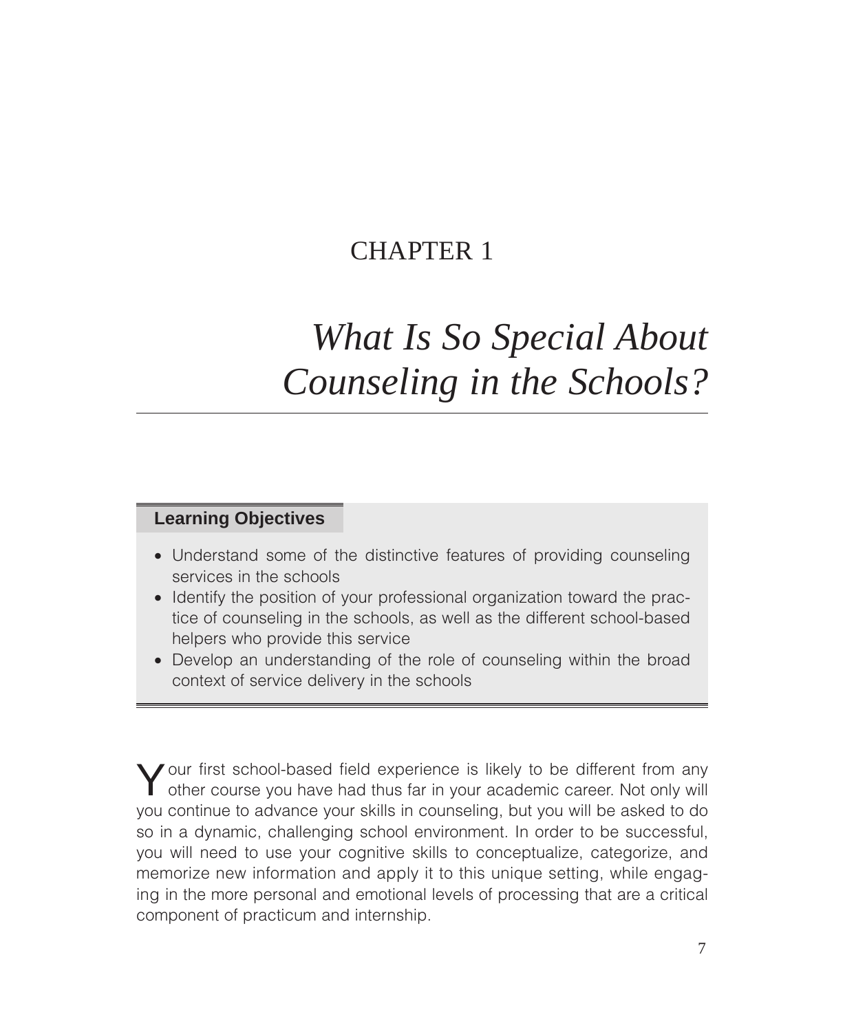# CHAPTER 1

# *What Is So Special About Counseling in the Schools?*

**Learning Objectives**

- Understand some of the distinctive features of providing counseling services in the schools
- Identify the position of your professional organization toward the practice of counseling in the schools, as well as the different school-based helpers who provide this service
- Develop an understanding of the role of counseling within the broad context of service delivery in the schools

Your first school-based field experience is likely to be different from any other course you have had thus far in your academic career. Not only will you continue to advance your skills in counseling, but you will be asked to do so in a dynamic, challenging school environment. In order to be successful, you will need to use your cognitive skills to conceptualize, categorize, and memorize new information and apply it to this unique setting, while engaging in the more personal and emotional levels of processing that are a critical component of practicum and internship.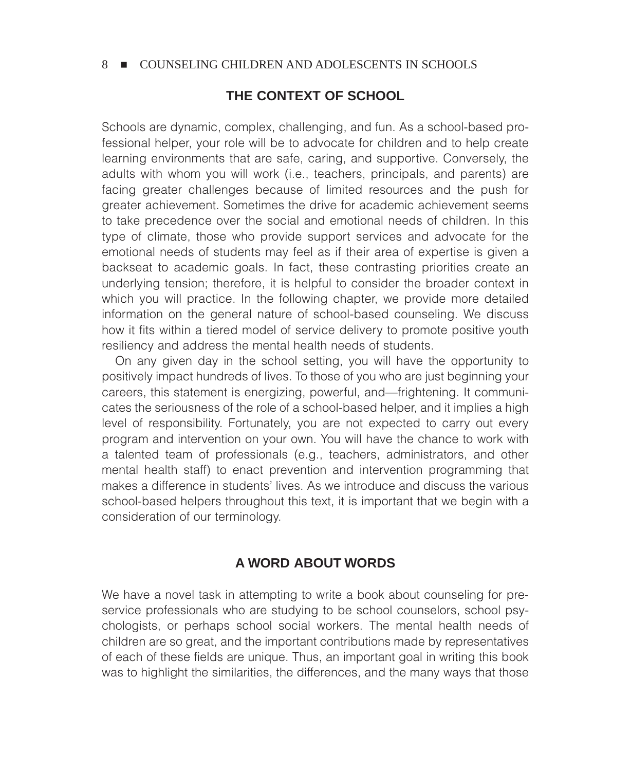## THE CONTEXT OF SCHOOL

Schools are dynamic, complex, challenging, and fun. As a school-based professional helper, your role will be to advocate for children and to help create learning environments that are safe, caring, and supportive. Conversely, the adults with whom you will work (i.e., teachers, principals, and parents) are facing greater challenges because of limited resources and the push for greater achievement. Sometimes the drive for academic achievement seems to take precedence over the social and emotional needs of children. In this type of climate, those who provide support services and advocate for the emotional needs of students may feel as if their area of expertise is given a backseat to academic goals. In fact, these contrasting priorities create an underlying tension; therefore, it is helpful to consider the broader context in which you will practice. In the following chapter, we provide more detailed information on the general nature of school-based counseling. We discuss how it fits within a tiered model of service delivery to promote positive youth resiliency and address the mental health needs of students.

On any given day in the school setting, you will have the opportunity to positively impact hundreds of lives. To those of you who are just beginning your careers, this statement is energizing, powerful, and—frightening. It communicates the seriousness of the role of a school-based helper, and it implies a high level of responsibility. Fortunately, you are not expected to carry out every program and intervention on your own. You will have the chance to work with a talented team of professionals (e.g., teachers, administrators, and other mental health staff) to enact prevention and intervention programming that makes a difference in students' lives. As we introduce and discuss the various school-based helpers throughout this text, it is important that we begin with a consideration of our terminology.

## A WORD ABOUT WORDS

We have a novel task in attempting to write a book about counseling for preservice professionals who are studying to be school counselors, school psychologists, or perhaps school social workers. The mental health needs of children are so great, and the important contributions made by representatives of each of these fields are unique. Thus, an important goal in writing this book was to highlight the similarities, the differences, and the many ways that those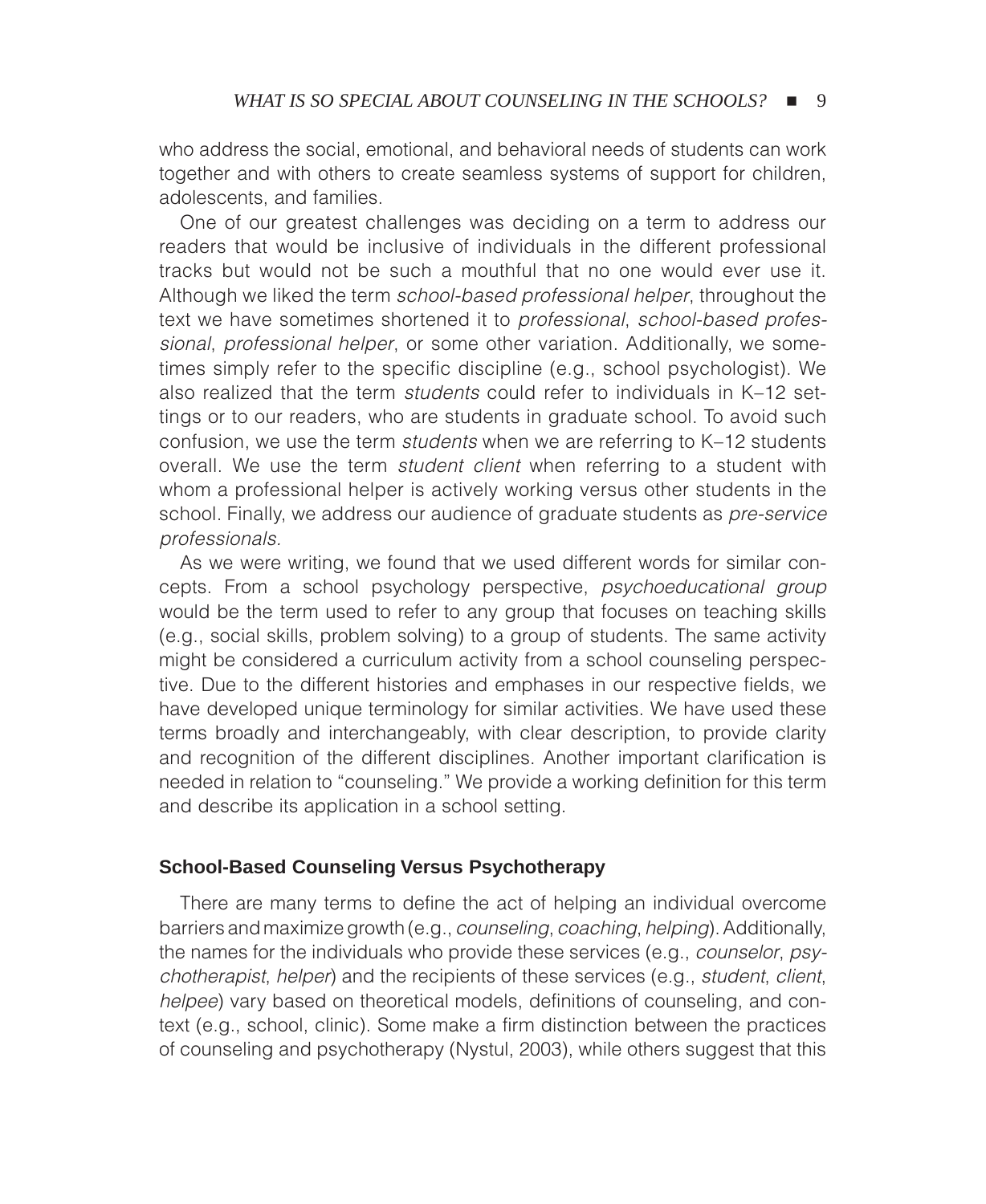who address the social, emotional, and behavioral needs of students can work together and with others to create seamless systems of support for children, adolescents, and families.

One of our greatest challenges was deciding on a term to address our readers that would be inclusive of individuals in the different professional tracks but would not be such a mouthful that no one would ever use it. Although we liked the term *school-based professional helper*, throughout the text we have sometimes shortened it to *professional*, *school-based professional*, *professional helper*, or some other variation. Additionally, we sometimes simply refer to the specific discipline (e.g., school psychologist). We also realized that the term *students* could refer to individuals in K–12 settings or to our readers, who are students in graduate school. To avoid such confusion, we use the term *students* when we are referring to K–12 students overall. We use the term *student client* when referring to a student with whom a professional helper is actively working versus other students in the school. Finally, we address our audience of graduate students as *pre-service professionals*.

As we were writing, we found that we used different words for similar concepts. From a school psychology perspective, *psychoeducational group* would be the term used to refer to any group that focuses on teaching skills (e.g., social skills, problem solving) to a group of students. The same activity might be considered a curriculum activity from a school counseling perspective. Due to the different histories and emphases in our respective fields, we have developed unique terminology for similar activities. We have used these terms broadly and interchangeably, with clear description, to provide clarity and recognition of the different disciplines. Another important clarification is needed in relation to "counseling." We provide a working definition for this term and describe its application in a school setting.

### School-Based Counseling Versus Psychotherapy

There are many terms to define the act of helping an individual overcome barriers and maximize growth (e.g., *counseling*, *coaching*, *helping*). Additionally, the names for the individuals who provide these services (e.g., *counselor*, *psychotherapist*, *helper*) and the recipients of these services (e.g., *student*, *client*, *helpee*) vary based on theoretical models, definitions of counseling, and context (e.g., school, clinic). Some make a firm distinction between the practices of counseling and psychotherapy (Nystul, 2003), while others suggest that this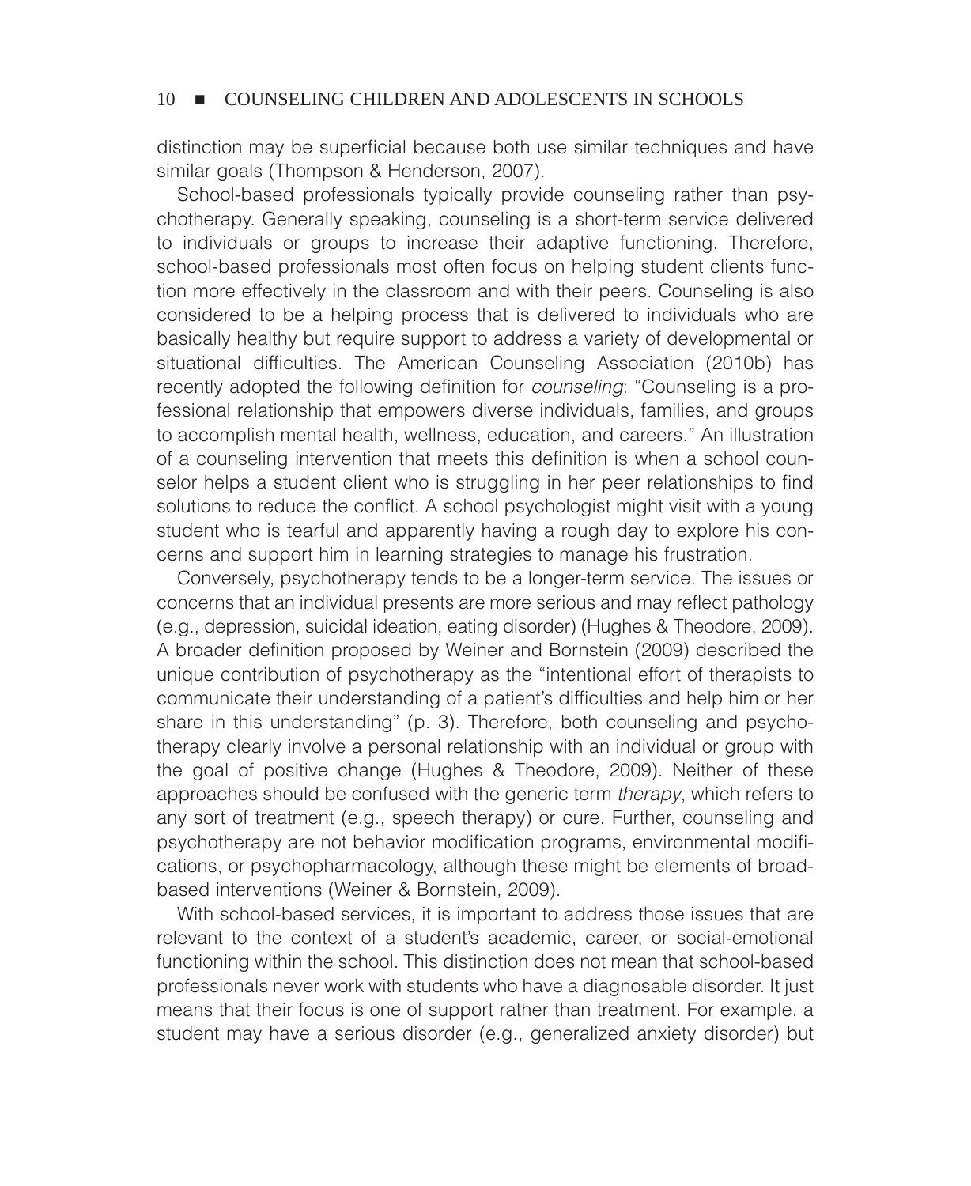distinction may be superficial because both use similar techniques and have similar goals (Thompson & Henderson, 2007).

School-based professionals typically provide counseling rather than psychotherapy. Generally speaking, counseling is a short-term service delivered to individuals or groups to increase their adaptive functioning. Therefore, school-based professionals most often focus on helping student clients function more effectively in the classroom and with their peers. Counseling is also considered to be a helping process that is delivered to individuals who are basically healthy but require support to address a variety of developmental or situational difficulties. The American Counseling Association (2010b) has recently adopted the following definition for *counseling*: "Counseling is a professional relationship that empowers diverse individuals, families, and groups to accomplish mental health, wellness, education, and careers." An illustration of a counseling intervention that meets this definition is when a school counselor helps a student client who is struggling in her peer relationships to find solutions to reduce the conflict. A school psychologist might visit with a young student who is tearful and apparently having a rough day to explore his concerns and support him in learning strategies to manage his frustration.

Conversely, psychotherapy tends to be a longer-term service. The issues or concerns that an individual presents are more serious and may reflect pathology (e.g., depression, suicidal ideation, eating disorder) (Hughes & Theodore, 2009). A broader definition proposed by Weiner and Bornstein (2009) described the unique contribution of psychotherapy as the "intentional effort of therapists to communicate their understanding of a patient's difficulties and help him or her share in this understanding" (p. 3). Therefore, both counseling and psychotherapy clearly involve a personal relationship with an individual or group with the goal of positive change (Hughes & Theodore, 2009). Neither of these approaches should be confused with the generic term *therapy*, which refers to any sort of treatment (e.g., speech therapy) or cure. Further, counseling and psychotherapy are not behavior modification programs, environmental modifications, or psychopharmacology, although these might be elements of broad-based interventions (Weiner & Bornstein, 2009).

With school-based services, it is important to address those issues that are relevant to the context of a student's academic, career, or social-emotional functioning within the school. This distinction does not mean that school-based professionals never work with students who have a diagnosable disorder. It just means that their focus is one of support rather than treatment. For example, a student may have a serious disorder (e.g., generalized anxiety disorder) but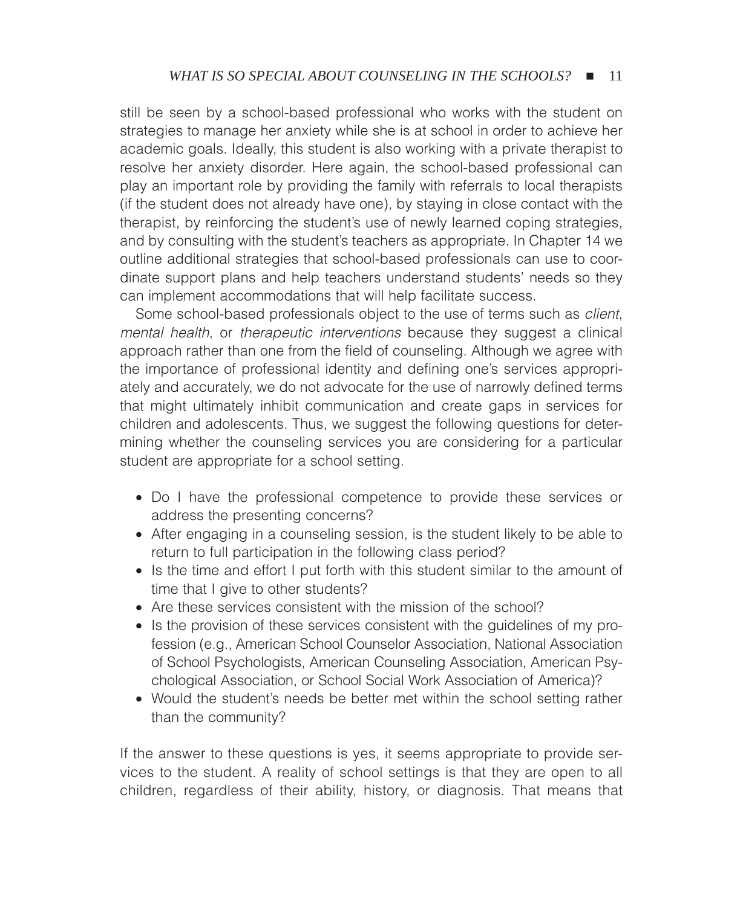still be seen by a school-based professional who works with the student on strategies to manage her anxiety while she is at school in order to achieve her academic goals. Ideally, this student is also working with a private therapist to resolve her anxiety disorder. Here again, the school-based professional can play an important role by providing the family with referrals to local therapists (if the student does not already have one), by staying in close contact with the therapist, by reinforcing the student's use of newly learned coping strategies, and by consulting with the student's teachers as appropriate. In Chapter 14 we outline additional strategies that school-based professionals can use to coordinate support plans and help teachers understand students' needs so they can implement accommodations that will help facilitate success.

Some school-based professionals object to the use of terms such as *client*, *mental health*, or *therapeutic interventions* because they suggest a clinical approach rather than one from the field of counseling. Although we agree with the importance of professional identity and defining one's services appropriately and accurately, we do not advocate for the use of narrowly defined terms that might ultimately inhibit communication and create gaps in services for children and adolescents. Thus, we suggest the following questions for determining whether the counseling services you are considering for a particular student are appropriate for a school setting.

- Do I have the professional competence to provide these services or address the presenting concerns?
- After engaging in a counseling session, is the student likely to be able to return to full participation in the following class period?
- Is the time and effort I put forth with this student similar to the amount of time that I give to other students?
- Are these services consistent with the mission of the school?
- Is the provision of these services consistent with the guidelines of my profession (e.g., American School Counselor Association, National Association of School Psychologists, American Counseling Association, American Psychological Association, or School Social Work Association of America)?
- Would the student's needs be better met within the school setting rather than the community?

If the answer to these questions is yes, it seems appropriate to provide services to the student. A reality of school settings is that they are open to all children, regardless of their ability, history, or diagnosis. That means that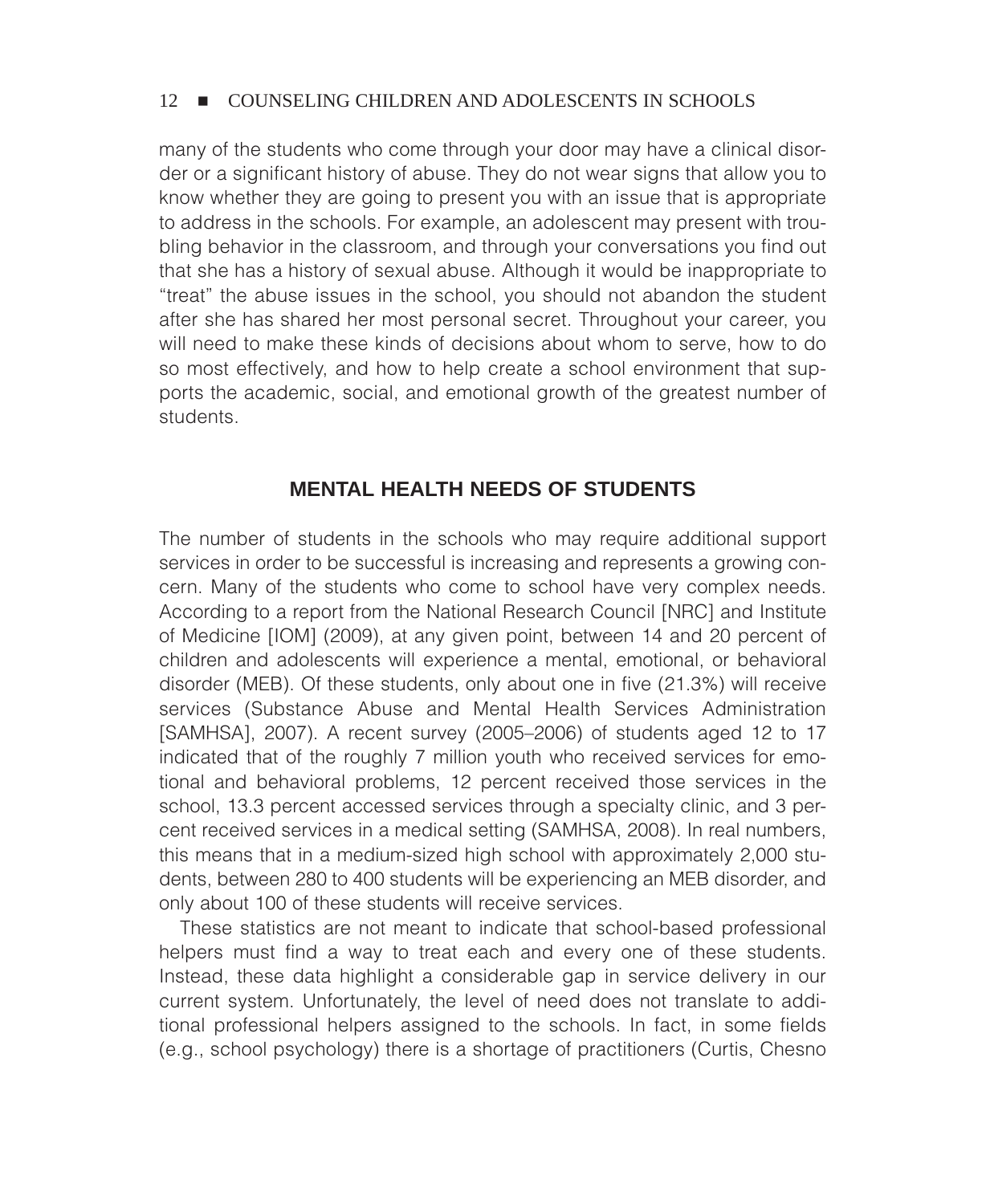many of the students who come through your door may have a clinical disorder or a significant history of abuse. They do not wear signs that allow you to know whether they are going to present you with an issue that is appropriate to address in the schools. For example, an adolescent may present with troubling behavior in the classroom, and through your conversations you find out that she has a history of sexual abuse. Although it would be inappropriate to "treat" the abuse issues in the school, you should not abandon the student after she has shared her most personal secret. Throughout your career, you will need to make these kinds of decisions about whom to serve, how to do so most effectively, and how to help create a school environment that supports the academic, social, and emotional growth of the greatest number of students.

## MENTAL HEALTH NEEDS OF STUDENTS

The number of students in the schools who may require additional support services in order to be successful is increasing and represents a growing concern. Many of the students who come to school have very complex needs. According to a report from the National Research Council [NRC] and Institute of Medicine [IOM] (2009), at any given point, between 14 and 20 percent of children and adolescents will experience a mental, emotional, or behavioral disorder (MEB). Of these students, only about one in five (21.3%) will receive services (Substance Abuse and Mental Health Services Administration [SAMHSA], 2007). A recent survey (2005–2006) of students aged 12 to 17 indicated that of the roughly 7 million youth who received services for emotional and behavioral problems, 12 percent received those services in the school, 13.3 percent accessed services through a specialty clinic, and 3 percent received services in a medical setting (SAMHSA, 2008). In real numbers, this means that in a medium-sized high school with approximately 2,000 students, between 280 to 400 students will be experiencing an MEB disorder, and only about 100 of these students will receive services.

These statistics are not meant to indicate that school-based professional helpers must find a way to treat each and every one of these students. Instead, these data highlight a considerable gap in service delivery in our current system. Unfortunately, the level of need does not translate to additional professional helpers assigned to the schools. In fact, in some fields (e.g., school psychology) there is a shortage of practitioners (Curtis, Chesno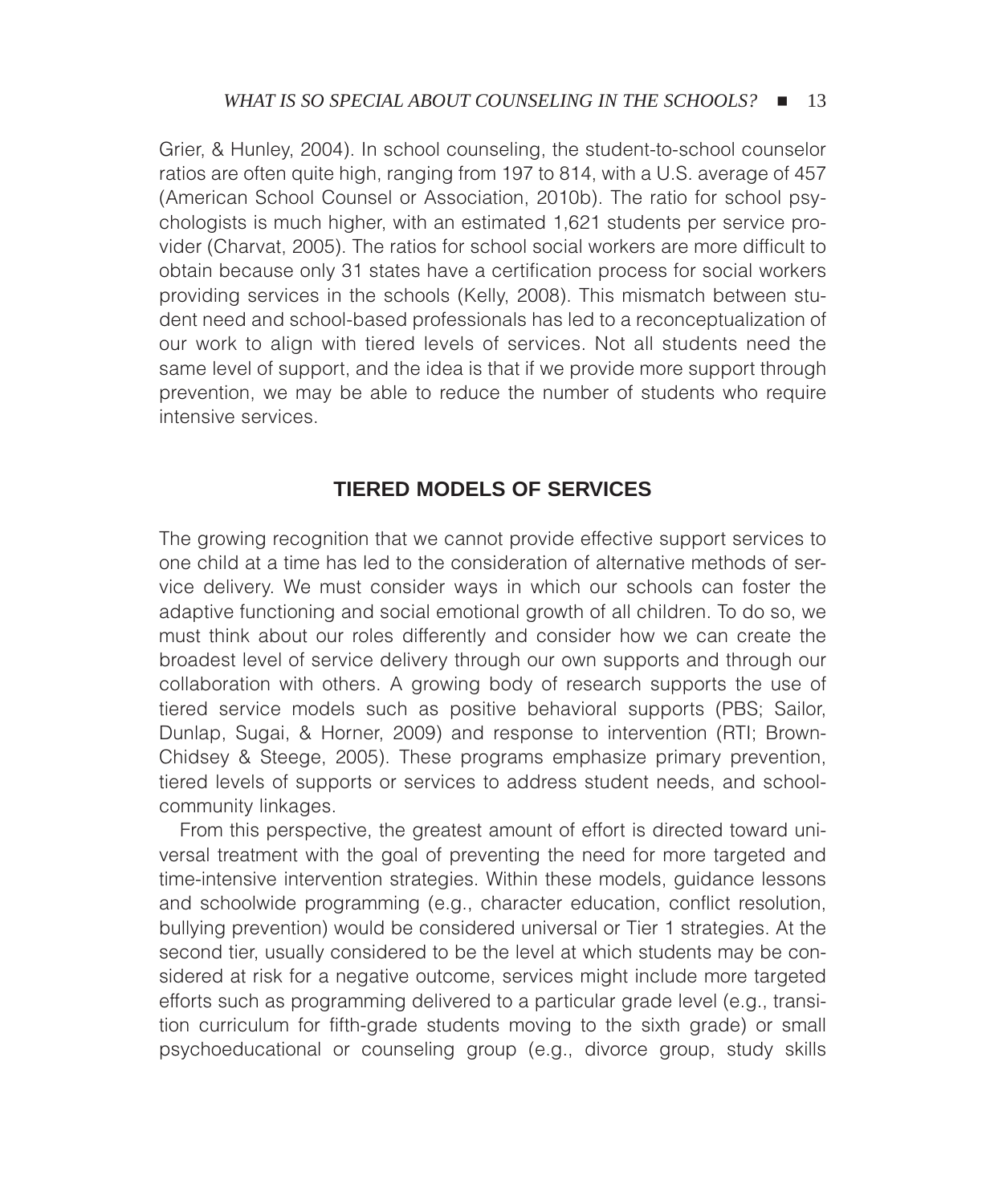Grier, & Hunley, 2004). In school counseling, the student-to-school counselor ratios are often quite high, ranging from 197 to 814, with a U.S. average of 457 (American School Counsel or Association, 2010b). The ratio for school psychologists is much higher, with an estimated 1,621 students per service provider (Charvat, 2005). The ratios for school social workers are more difficult to obtain because only 31 states have a certification process for social workers providing services in the schools (Kelly, 2008). This mismatch between student need and school-based professionals has led to a reconceptualization of our work to align with tiered levels of services. Not all students need the same level of support, and the idea is that if we provide more support through prevention, we may be able to reduce the number of students who require intensive services.

## TIERED MODELS OF SERVICES

The growing recognition that we cannot provide effective support services to one child at a time has led to the consideration of alternative methods of service delivery. We must consider ways in which our schools can foster the adaptive functioning and social emotional growth of all children. To do so, we must think about our roles differently and consider how we can create the broadest level of service delivery through our own supports and through our collaboration with others. A growing body of research supports the use of tiered service models such as positive behavioral supports (PBS; Sailor, Dunlap, Sugai, & Horner, 2009) and response to intervention (RTI; Brown-Chidsey & Steege, 2005). These programs emphasize primary prevention, tiered levels of supports or services to address student needs, and school-community linkages.

From this perspective, the greatest amount of effort is directed toward universal treatment with the goal of preventing the need for more targeted and time-intensive intervention strategies. Within these models, guidance lessons and schoolwide programming (e.g., character education, conflict resolution, bullying prevention) would be considered universal or Tier 1 strategies. At the second tier, usually considered to be the level at which students may be considered at risk for a negative outcome, services might include more targeted efforts such as programming delivered to a particular grade level (e.g., transition curriculum for fifth-grade students moving to the sixth grade) or small psychoeducational or counseling group (e.g., divorce group, study skills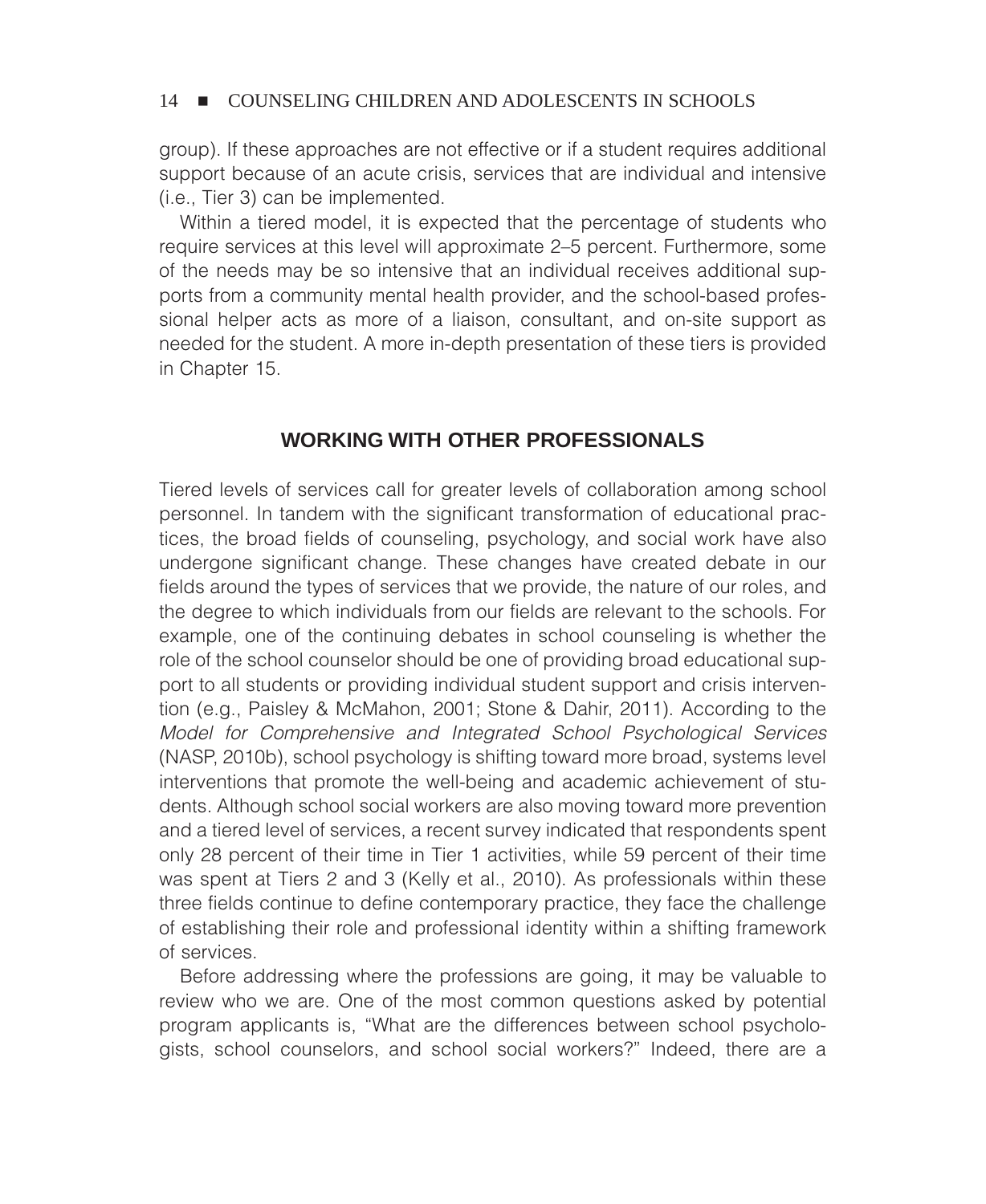group). If these approaches are not effective or if a student requires additional support because of an acute crisis, services that are individual and intensive (i.e., Tier 3) can be implemented.

Within a tiered model, it is expected that the percentage of students who require services at this level will approximate 2–5 percent. Furthermore, some of the needs may be so intensive that an individual receives additional supports from a community mental health provider, and the school-based professional helper acts as more of a liaison, consultant, and on-site support as needed for the student. A more in-depth presentation of these tiers is provided in Chapter 15.

## WORKING WITH OTHER PROFESSIONALS

Tiered levels of services call for greater levels of collaboration among school personnel. In tandem with the significant transformation of educational practices, the broad fields of counseling, psychology, and social work have also undergone significant change. These changes have created debate in our fields around the types of services that we provide, the nature of our roles, and the degree to which individuals from our fields are relevant to the schools. For example, one of the continuing debates in school counseling is whether the role of the school counselor should be one of providing broad educational support to all students or providing individual student support and crisis intervention (e.g., Paisley & McMahon, 2001; Stone & Dahir, 2011). According to the *Model for Comprehensive and Integrated School Psychological Services* (NASP, 2010b), school psychology is shifting toward more broad, systems level interventions that promote the well-being and academic achievement of students. Although school social workers are also moving toward more prevention and a tiered level of services, a recent survey indicated that respondents spent only 28 percent of their time in Tier 1 activities, while 59 percent of their time was spent at Tiers 2 and 3 (Kelly et al., 2010). As professionals within these three fields continue to define contemporary practice, they face the challenge of establishing their role and professional identity within a shifting framework of services.

Before addressing where the professions are going, it may be valuable to review who we are. One of the most common questions asked by potential program applicants is, "What are the differences between school psychologists, school counselors, and school social workers?" Indeed, there are a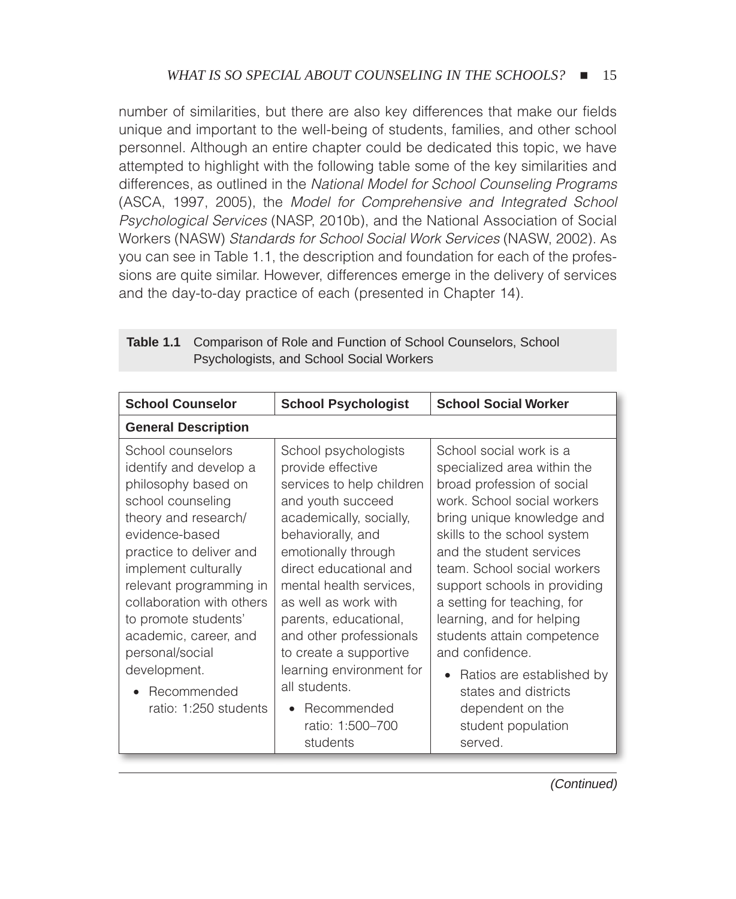number of similarities, but there are also key differences that make our fields unique and important to the well-being of students, families, and other school personnel. Although an entire chapter could be dedicated this topic, we have attempted to highlight with the following table some of the key similarities and differences, as outlined in the *National Model for School Counseling Programs* (ASCA, 1997, 2005), the *Model for Comprehensive and Integrated School Psychological Services* (NASP, 2010b), and the National Association of Social Workers (NASW) *Standards for School Social Work Services* (NASW, 2002). As you can see in Table 1.1, the description and foundation for each of the professions are quite similar. However, differences emerge in the delivery of services and the day-to-day practice of each (presented in Chapter 14).

**Table 1.1** Comparison of Role and Function of School Counselors, School Psychologists, and School Social Workers

| School Counselor | School Psychologist | School Social Worker |
|---|---|---|
| **General Description** | | |
| School counselors identify and develop a philosophy based on school counseling theory and research/evidence-based practice to deliver and implement culturally relevant programming in collaboration with others to promote students' academic, career, and personal/social development. <br>• Recommended ratio: 1:250 students | School psychologists provide effective services to help children and youth succeed academically, socially, behaviorally, and emotionally through direct educational and mental health services, as well as work with parents, educational, and other professionals to create a supportive learning environment for all students. <br>• Recommended ratio: 1:500–700 students | School social work is a specialized area within the broad profession of social work. School social workers bring unique knowledge and skills to the school system and the student services team. School social workers support schools in providing a setting for teaching, for learning, and for helping students attain competence and confidence. <br>• Ratios are established by states and districts dependent on the student population served. |

*(Continued)*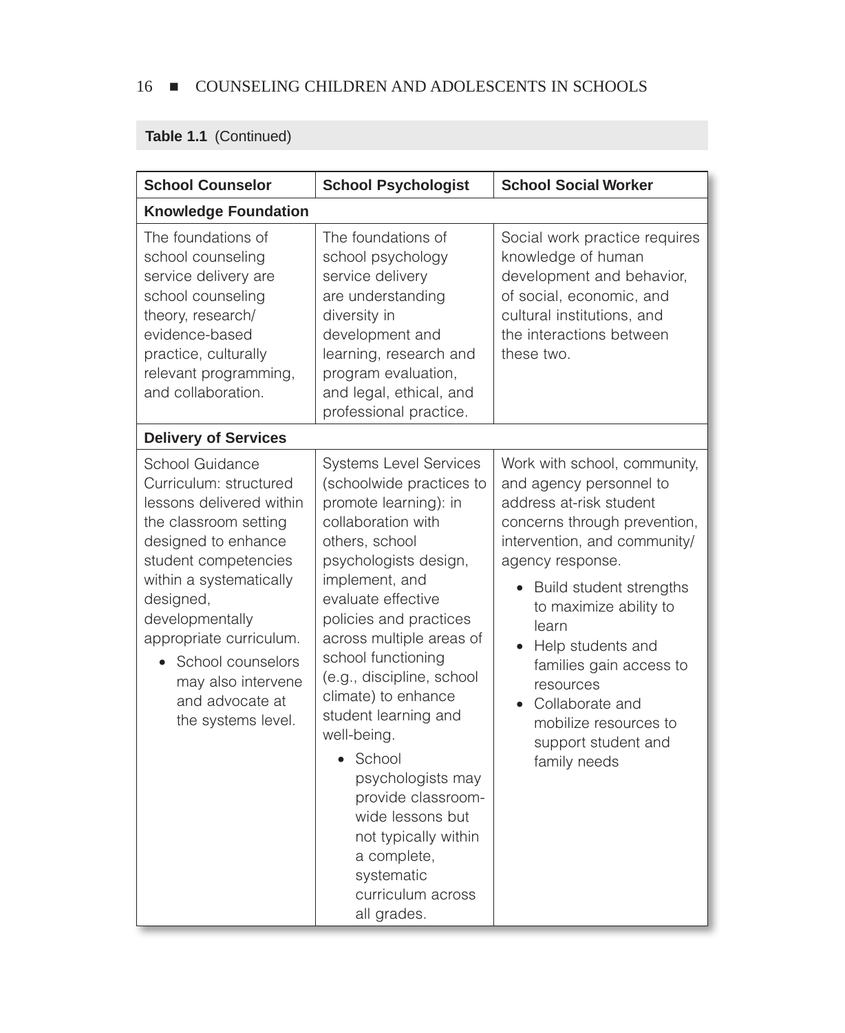**Table 1.1** (Continued)

| School Counselor | School Psychologist | School Social Worker |
|---|---|---|
| **Knowledge Foundation** | | |
| The foundations of school counseling service delivery are school counseling theory, research/evidence-based practice, culturally relevant programming, and collaboration. | The foundations of school psychology service delivery are understanding diversity in development and learning, research and program evaluation, and legal, ethical, and professional practice. | Social work practice requires knowledge of human development and behavior, of social, economic, and cultural institutions, and the interactions between these two. |
| **Delivery of Services** | | |
| School Guidance Curriculum: structured lessons delivered within the classroom setting designed to enhance student competencies within a systematically designed, developmentally appropriate curriculum.<br>• School counselors may also intervene and advocate at the systems level. | Systems Level Services (schoolwide practices to promote learning): in collaboration with others, school psychologists design, implement, and evaluate effective policies and practices across multiple areas of school functioning (e.g., discipline, school climate) to enhance student learning and well-being.<br>• School psychologists may provide classroom-wide lessons but not typically within a complete, systematic curriculum across all grades. | Work with school, community, and agency personnel to address at-risk student concerns through prevention, intervention, and community/agency response.<br>• Build student strengths to maximize ability to learn<br>• Help students and families gain access to resources<br>• Collaborate and mobilize resources to support student and family needs |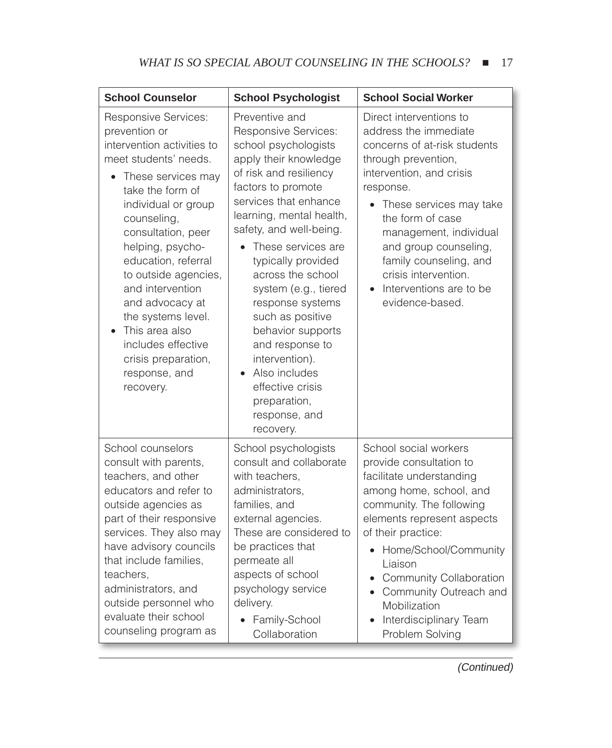| School Counselor | School Psychologist | School Social Worker |
| --- | --- | --- |
| Responsive Services: prevention or intervention activities to meet students' needs.<br>• These services may take the form of individual or group counseling, consultation, peer helping, psycho-education, referral to outside agencies, and intervention and advocacy at the systems level.<br>• This area also includes effective crisis preparation, response, and recovery. | Preventive and Responsive Services: school psychologists apply their knowledge of risk and resiliency factors to promote services that enhance learning, mental health, safety, and well-being.<br>• These services are typically provided across the school system (e.g., tiered response systems such as positive behavior supports and response to intervention).<br>• Also includes effective crisis preparation, response, and recovery. | Direct interventions to address the immediate concerns of at-risk students through prevention, intervention, and crisis response.<br>• These services may take the form of case management, individual and group counseling, family counseling, and crisis intervention.<br>• Interventions are to be evidence-based. |
| School counselors consult with parents, teachers, and other educators and refer to outside agencies as part of their responsive services. They also may have advisory councils that include families, teachers, administrators, and outside personnel who evaluate their school counseling program as | School psychologists consult and collaborate with teachers, administrators, families, and external agencies. These are considered to be practices that permeate all aspects of school psychology service delivery.<br>• Family-School Collaboration | School social workers provide consultation to facilitate understanding among home, school, and community. The following elements represent aspects of their practice:<br>• Home/School/Community Liaison<br>• Community Collaboration<br>• Community Outreach and Mobilization<br>• Interdisciplinary Team Problem Solving |

*(Continued)*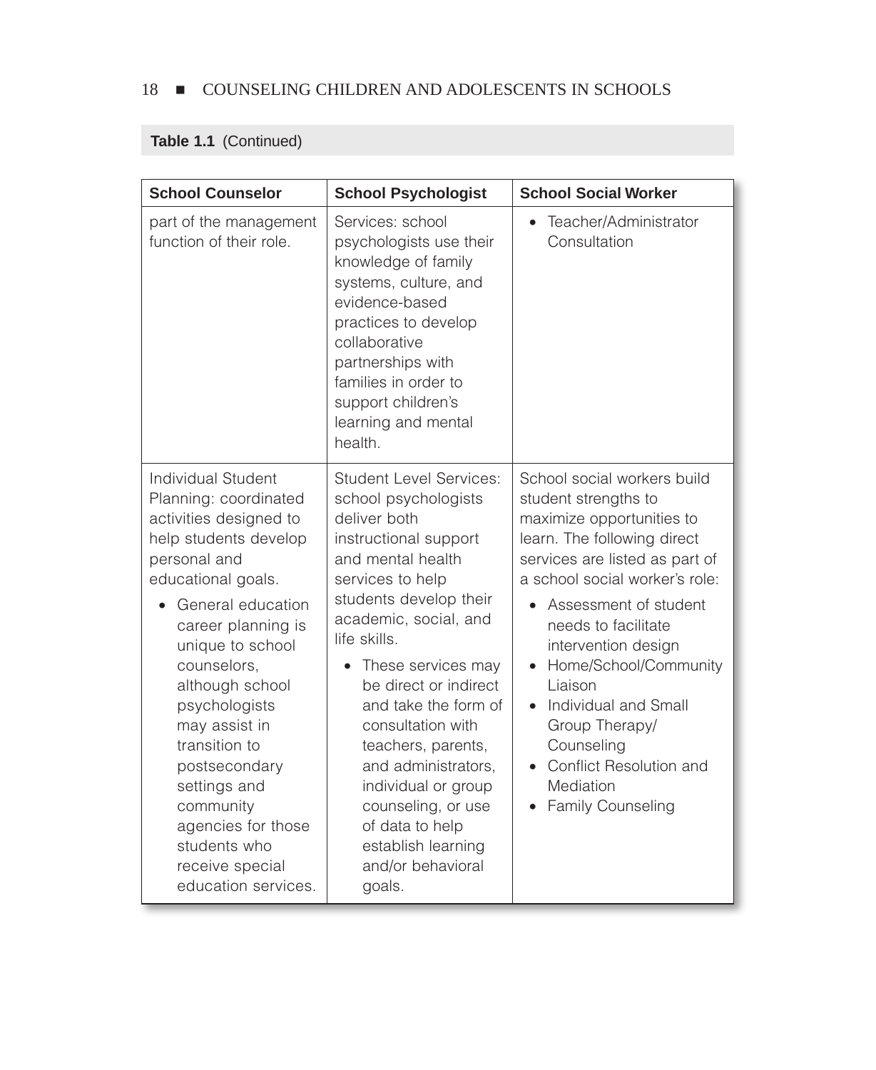**Table 1.1** (Continued)

| School Counselor | School Psychologist | School Social Worker |
|---|---|---|
| part of the management function of their role. | Services: school psychologists use their knowledge of family systems, culture, and evidence-based practices to develop collaborative partnerships with families in order to support children's learning and mental health. | • Teacher/Administrator Consultation |
| Individual Student Planning: coordinated activities designed to help students develop personal and educational goals. <br>• General education career planning is unique to school counselors, although school psychologists may assist in transition to postsecondary settings and community agencies for those students who receive special education services. | Student Level Services: school psychologists deliver both instructional support and mental health services to help students develop their academic, social, and life skills. <br>• These services may be direct or indirect and take the form of consultation with teachers, parents, and administrators, individual or group counseling, or use of data to help establish learning and/or behavioral goals. | School social workers build student strengths to maximize opportunities to learn. The following direct services are listed as part of a school social worker's role: <br>• Assessment of student needs to facilitate intervention design <br>• Home/School/Community Liaison <br>• Individual and Small Group Therapy/ Counseling <br>• Conflict Resolution and Mediation <br>• Family Counseling |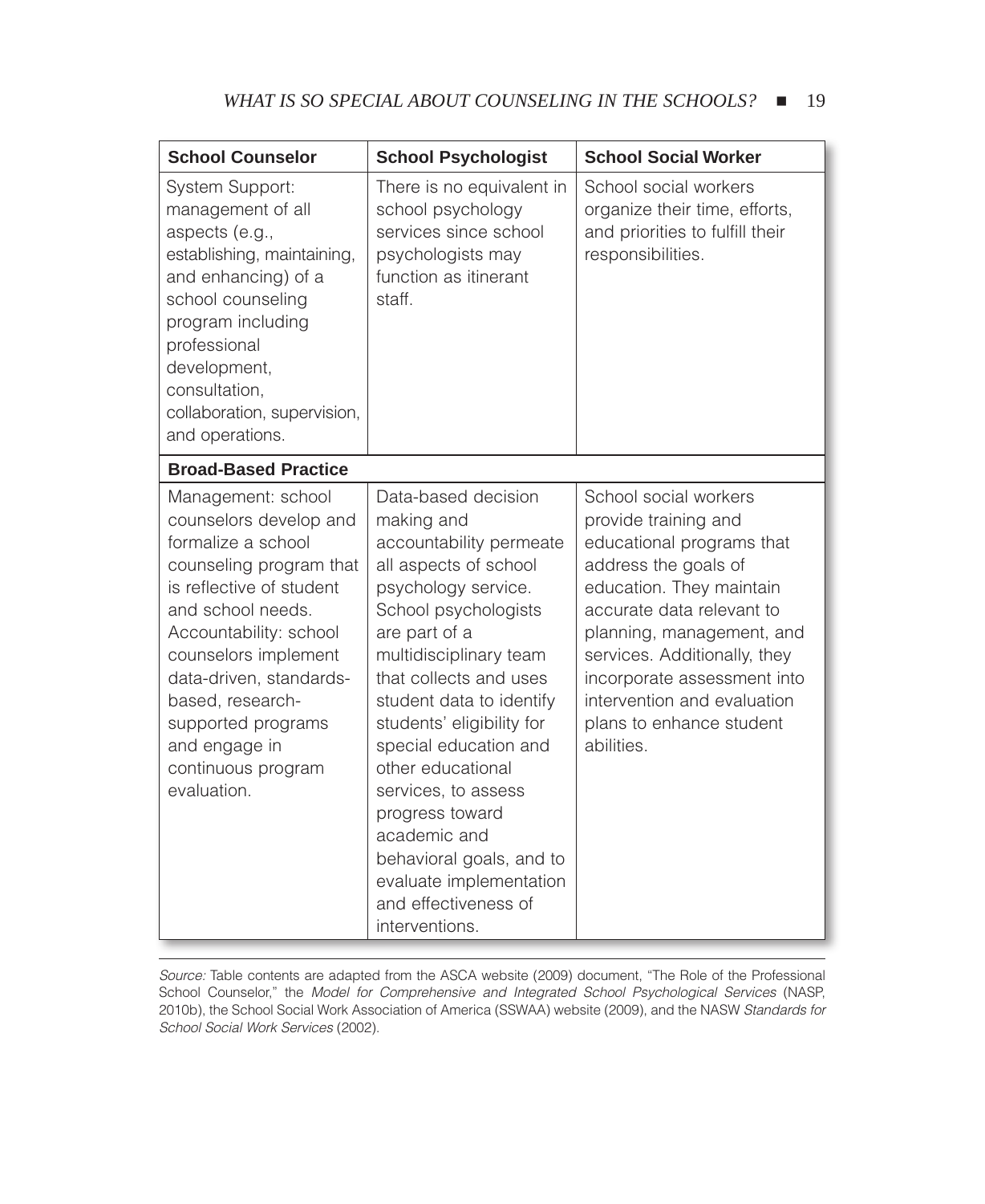| School Counselor | School Psychologist | School Social Worker |
|---|---|---|
| System Support: management of all aspects (e.g., establishing, maintaining, and enhancing) of a school counseling program including professional development, consultation, collaboration, supervision, and operations. | There is no equivalent in school psychology services since school psychologists may function as itinerant staff. | School social workers organize their time, efforts, and priorities to fulfill their responsibilities. |
| **Broad-Based Practice** | | |
| Management: school counselors develop and formalize a school counseling program that is reflective of student and school needs. Accountability: school counselors implement data-driven, standards-based, research-supported programs and engage in continuous program evaluation. | Data-based decision making and accountability permeate all aspects of school psychology service. School psychologists are part of a multidisciplinary team that collects and uses student data to identify students' eligibility for special education and other educational services, to assess progress toward academic and behavioral goals, and to evaluate implementation and effectiveness of interventions. | School social workers provide training and educational programs that address the goals of education. They maintain accurate data relevant to planning, management, and services. Additionally, they incorporate assessment into intervention and evaluation plans to enhance student abilities. |

*Source:* Table contents are adapted from the ASCA website (2009) document, "The Role of the Professional School Counselor," the *Model for Comprehensive and Integrated School Psychological Services* (NASP, 2010b), the School Social Work Association of America (SSWAA) website (2009), and the NASW *Standards for School Social Work Services* (2002).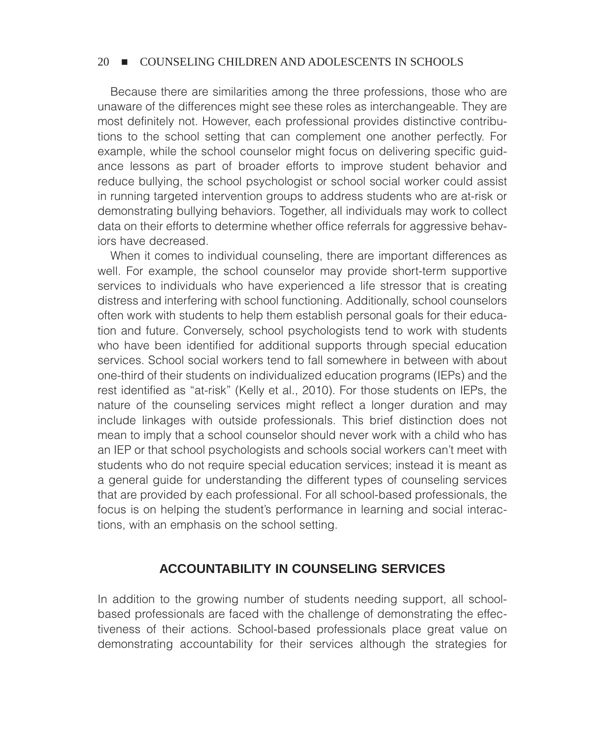Because there are similarities among the three professions, those who are unaware of the differences might see these roles as interchangeable. They are most definitely not. However, each professional provides distinctive contributions to the school setting that can complement one another perfectly. For example, while the school counselor might focus on delivering specific guidance lessons as part of broader efforts to improve student behavior and reduce bullying, the school psychologist or school social worker could assist in running targeted intervention groups to address students who are at-risk or demonstrating bullying behaviors. Together, all individuals may work to collect data on their efforts to determine whether office referrals for aggressive behaviors have decreased.

When it comes to individual counseling, there are important differences as well. For example, the school counselor may provide short-term supportive services to individuals who have experienced a life stressor that is creating distress and interfering with school functioning. Additionally, school counselors often work with students to help them establish personal goals for their education and future. Conversely, school psychologists tend to work with students who have been identified for additional supports through special education services. School social workers tend to fall somewhere in between with about one-third of their students on individualized education programs (IEPs) and the rest identified as "at-risk" (Kelly et al., 2010). For those students on IEPs, the nature of the counseling services might reflect a longer duration and may include linkages with outside professionals. This brief distinction does not mean to imply that a school counselor should never work with a child who has an IEP or that school psychologists and schools social workers can't meet with students who do not require special education services; instead it is meant as a general guide for understanding the different types of counseling services that are provided by each professional. For all school-based professionals, the focus is on helping the student's performance in learning and social interactions, with an emphasis on the school setting.

## ACCOUNTABILITY IN COUNSELING SERVICES

In addition to the growing number of students needing support, all school-based professionals are faced with the challenge of demonstrating the effectiveness of their actions. School-based professionals place great value on demonstrating accountability for their services although the strategies for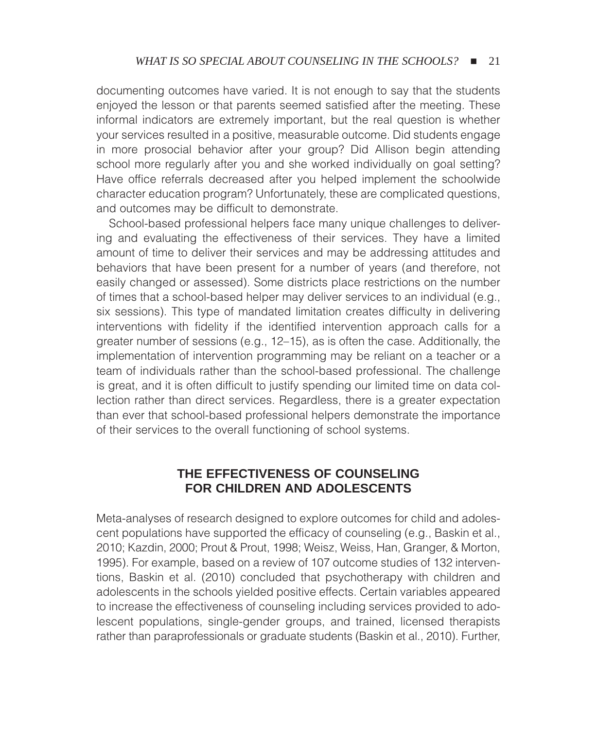documenting outcomes have varied. It is not enough to say that the students enjoyed the lesson or that parents seemed satisfied after the meeting. These informal indicators are extremely important, but the real question is whether your services resulted in a positive, measurable outcome. Did students engage in more prosocial behavior after your group? Did Allison begin attending school more regularly after you and she worked individually on goal setting? Have office referrals decreased after you helped implement the schoolwide character education program? Unfortunately, these are complicated questions, and outcomes may be difficult to demonstrate.

School-based professional helpers face many unique challenges to delivering and evaluating the effectiveness of their services. They have a limited amount of time to deliver their services and may be addressing attitudes and behaviors that have been present for a number of years (and therefore, not easily changed or assessed). Some districts place restrictions on the number of times that a school-based helper may deliver services to an individual (e.g., six sessions). This type of mandated limitation creates difficulty in delivering interventions with fidelity if the identified intervention approach calls for a greater number of sessions (e.g., 12–15), as is often the case. Additionally, the implementation of intervention programming may be reliant on a teacher or a team of individuals rather than the school-based professional. The challenge is great, and it is often difficult to justify spending our limited time on data collection rather than direct services. Regardless, there is a greater expectation than ever that school-based professional helpers demonstrate the importance of their services to the overall functioning of school systems.

## THE EFFECTIVENESS OF COUNSELING FOR CHILDREN AND ADOLESCENTS

Meta-analyses of research designed to explore outcomes for child and adolescent populations have supported the efficacy of counseling (e.g., Baskin et al., 2010; Kazdin, 2000; Prout & Prout, 1998; Weisz, Weiss, Han, Granger, & Morton, 1995). For example, based on a review of 107 outcome studies of 132 interventions, Baskin et al. (2010) concluded that psychotherapy with children and adolescents in the schools yielded positive effects. Certain variables appeared to increase the effectiveness of counseling including services provided to adolescent populations, single-gender groups, and trained, licensed therapists rather than paraprofessionals or graduate students (Baskin et al., 2010). Further,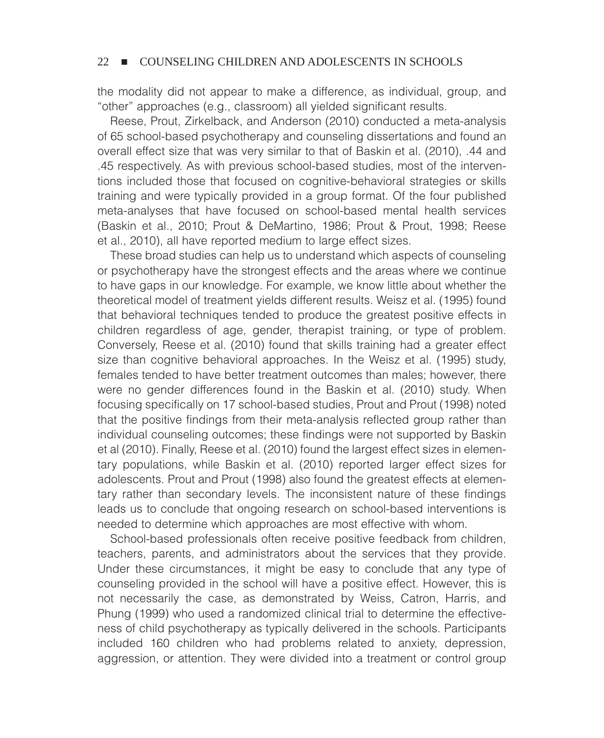the modality did not appear to make a difference, as individual, group, and "other" approaches (e.g., classroom) all yielded significant results.

Reese, Prout, Zirkelback, and Anderson (2010) conducted a meta-analysis of 65 school-based psychotherapy and counseling dissertations and found an overall effect size that was very similar to that of Baskin et al. (2010), .44 and .45 respectively. As with previous school-based studies, most of the interventions included those that focused on cognitive-behavioral strategies or skills training and were typically provided in a group format. Of the four published meta-analyses that have focused on school-based mental health services (Baskin et al., 2010; Prout & DeMartino, 1986; Prout & Prout, 1998; Reese et al., 2010), all have reported medium to large effect sizes.

These broad studies can help us to understand which aspects of counseling or psychotherapy have the strongest effects and the areas where we continue to have gaps in our knowledge. For example, we know little about whether the theoretical model of treatment yields different results. Weisz et al. (1995) found that behavioral techniques tended to produce the greatest positive effects in children regardless of age, gender, therapist training, or type of problem. Conversely, Reese et al. (2010) found that skills training had a greater effect size than cognitive behavioral approaches. In the Weisz et al. (1995) study, females tended to have better treatment outcomes than males; however, there were no gender differences found in the Baskin et al. (2010) study. When focusing specifically on 17 school-based studies, Prout and Prout (1998) noted that the positive findings from their meta-analysis reflected group rather than individual counseling outcomes; these findings were not supported by Baskin et al (2010). Finally, Reese et al. (2010) found the largest effect sizes in elementary populations, while Baskin et al. (2010) reported larger effect sizes for adolescents. Prout and Prout (1998) also found the greatest effects at elementary rather than secondary levels. The inconsistent nature of these findings leads us to conclude that ongoing research on school-based interventions is needed to determine which approaches are most effective with whom.

School-based professionals often receive positive feedback from children, teachers, parents, and administrators about the services that they provide. Under these circumstances, it might be easy to conclude that any type of counseling provided in the school will have a positive effect. However, this is not necessarily the case, as demonstrated by Weiss, Catron, Harris, and Phung (1999) who used a randomized clinical trial to determine the effectiveness of child psychotherapy as typically delivered in the schools. Participants included 160 children who had problems related to anxiety, depression, aggression, or attention. They were divided into a treatment or control group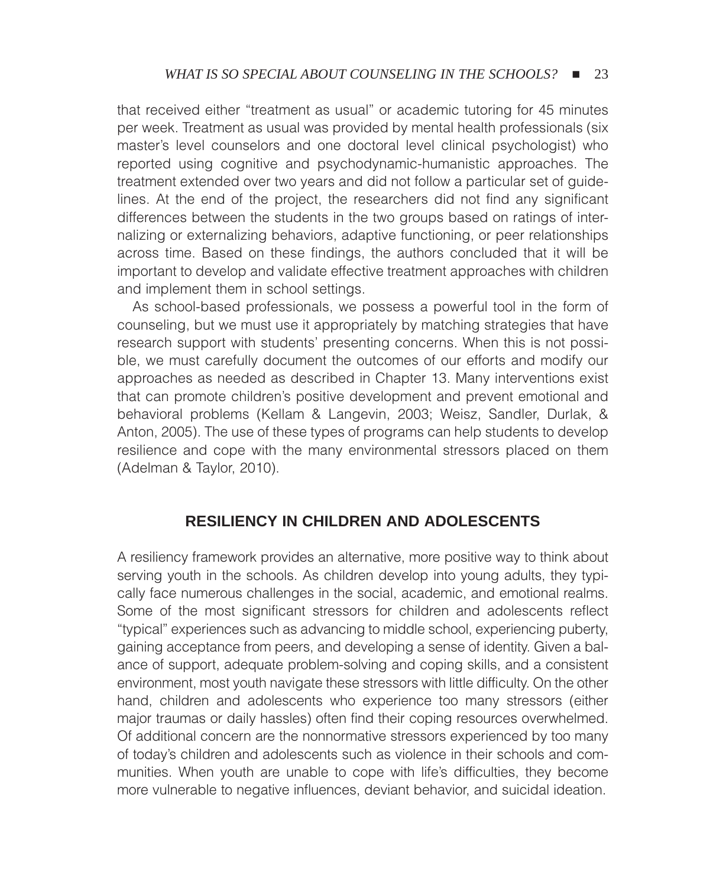that received either "treatment as usual" or academic tutoring for 45 minutes per week. Treatment as usual was provided by mental health professionals (six master's level counselors and one doctoral level clinical psychologist) who reported using cognitive and psychodynamic-humanistic approaches. The treatment extended over two years and did not follow a particular set of guidelines. At the end of the project, the researchers did not find any significant differences between the students in the two groups based on ratings of internalizing or externalizing behaviors, adaptive functioning, or peer relationships across time. Based on these findings, the authors concluded that it will be important to develop and validate effective treatment approaches with children and implement them in school settings.

As school-based professionals, we possess a powerful tool in the form of counseling, but we must use it appropriately by matching strategies that have research support with students' presenting concerns. When this is not possible, we must carefully document the outcomes of our efforts and modify our approaches as needed as described in Chapter 13. Many interventions exist that can promote children's positive development and prevent emotional and behavioral problems (Kellam & Langevin, 2003; Weisz, Sandler, Durlak, & Anton, 2005). The use of these types of programs can help students to develop resilience and cope with the many environmental stressors placed on them (Adelman & Taylor, 2010).

## RESILIENCY IN CHILDREN AND ADOLESCENTS

A resiliency framework provides an alternative, more positive way to think about serving youth in the schools. As children develop into young adults, they typically face numerous challenges in the social, academic, and emotional realms. Some of the most significant stressors for children and adolescents reflect "typical" experiences such as advancing to middle school, experiencing puberty, gaining acceptance from peers, and developing a sense of identity. Given a balance of support, adequate problem-solving and coping skills, and a consistent environment, most youth navigate these stressors with little difficulty. On the other hand, children and adolescents who experience too many stressors (either major traumas or daily hassles) often find their coping resources overwhelmed. Of additional concern are the nonnormative stressors experienced by too many of today's children and adolescents such as violence in their schools and communities. When youth are unable to cope with life's difficulties, they become more vulnerable to negative influences, deviant behavior, and suicidal ideation.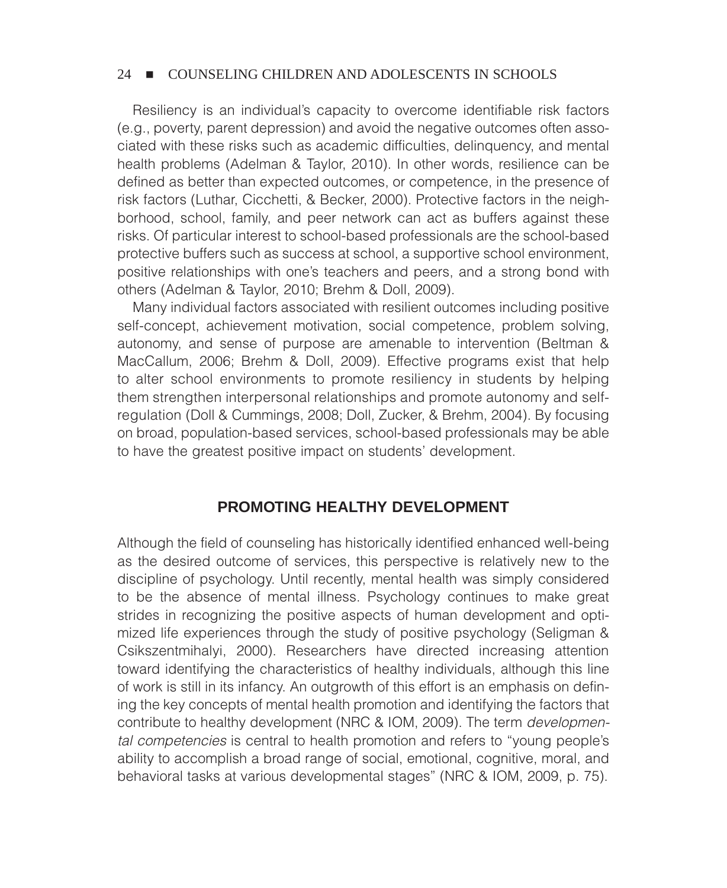Resiliency is an individual's capacity to overcome identifiable risk factors (e.g., poverty, parent depression) and avoid the negative outcomes often associated with these risks such as academic difficulties, delinquency, and mental health problems (Adelman & Taylor, 2010). In other words, resilience can be defined as better than expected outcomes, or competence, in the presence of risk factors (Luthar, Cicchetti, & Becker, 2000). Protective factors in the neighborhood, school, family, and peer network can act as buffers against these risks. Of particular interest to school-based professionals are the school-based protective buffers such as success at school, a supportive school environment, positive relationships with one's teachers and peers, and a strong bond with others (Adelman & Taylor, 2010; Brehm & Doll, 2009).

Many individual factors associated with resilient outcomes including positive self-concept, achievement motivation, social competence, problem solving, autonomy, and sense of purpose are amenable to intervention (Beltman & MacCallum, 2006; Brehm & Doll, 2009). Effective programs exist that help to alter school environments to promote resiliency in students by helping them strengthen interpersonal relationships and promote autonomy and self-regulation (Doll & Cummings, 2008; Doll, Zucker, & Brehm, 2004). By focusing on broad, population-based services, school-based professionals may be able to have the greatest positive impact on students' development.

## PROMOTING HEALTHY DEVELOPMENT

Although the field of counseling has historically identified enhanced well-being as the desired outcome of services, this perspective is relatively new to the discipline of psychology. Until recently, mental health was simply considered to be the absence of mental illness. Psychology continues to make great strides in recognizing the positive aspects of human development and optimized life experiences through the study of positive psychology (Seligman & Csikszentmihalyi, 2000). Researchers have directed increasing attention toward identifying the characteristics of healthy individuals, although this line of work is still in its infancy. An outgrowth of this effort is an emphasis on defining the key concepts of mental health promotion and identifying the factors that contribute to healthy development (NRC & IOM, 2009). The term *developmental competencies* is central to health promotion and refers to "young people's ability to accomplish a broad range of social, emotional, cognitive, moral, and behavioral tasks at various developmental stages" (NRC & IOM, 2009, p. 75).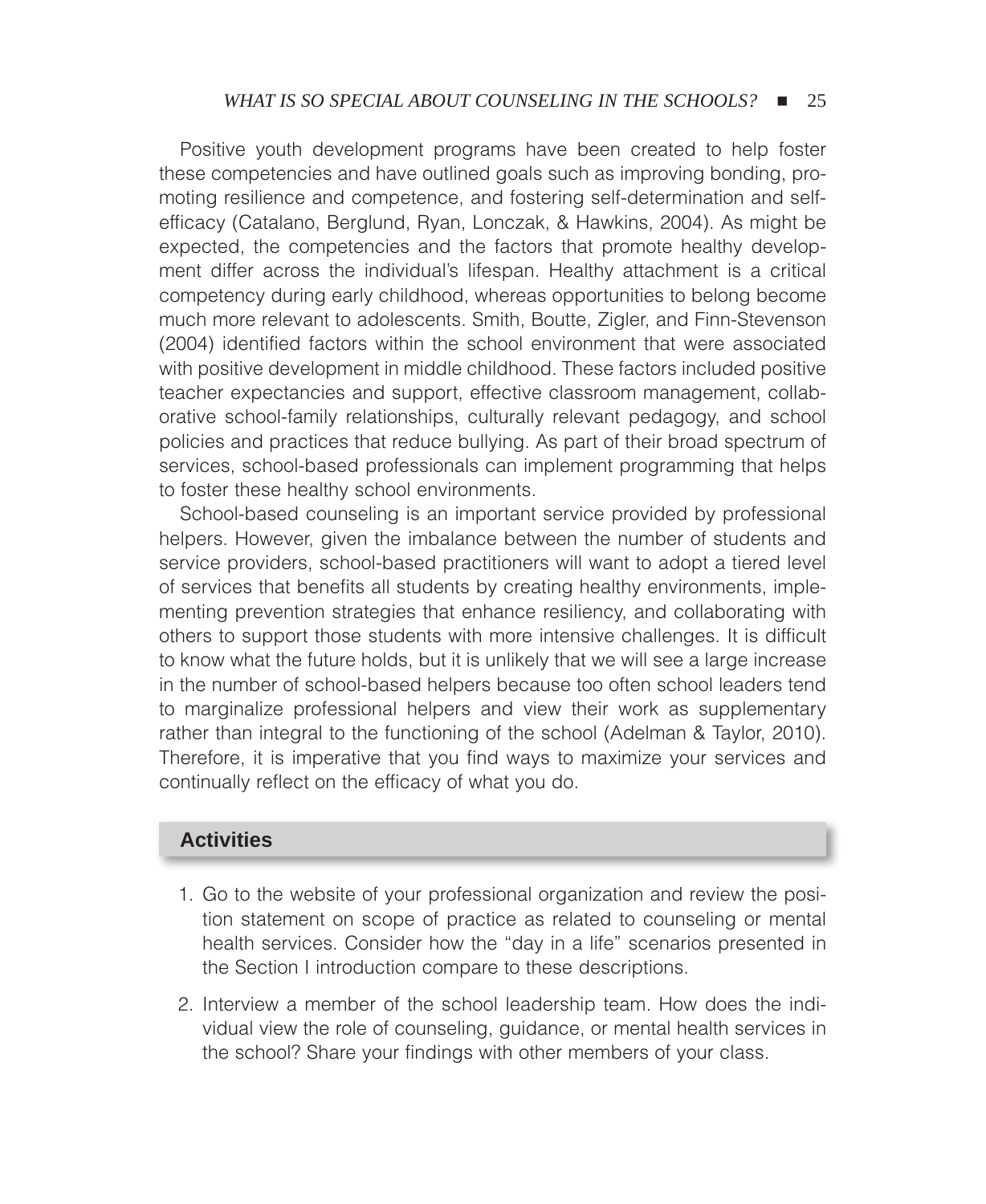Positive youth development programs have been created to help foster these competencies and have outlined goals such as improving bonding, promoting resilience and competence, and fostering self-determination and self-efficacy (Catalano, Berglund, Ryan, Lonczak, & Hawkins, 2004). As might be expected, the competencies and the factors that promote healthy development differ across the individual's lifespan. Healthy attachment is a critical competency during early childhood, whereas opportunities to belong become much more relevant to adolescents. Smith, Boutte, Zigler, and Finn-Stevenson (2004) identified factors within the school environment that were associated with positive development in middle childhood. These factors included positive teacher expectancies and support, effective classroom management, collaborative school-family relationships, culturally relevant pedagogy, and school policies and practices that reduce bullying. As part of their broad spectrum of services, school-based professionals can implement programming that helps to foster these healthy school environments.

School-based counseling is an important service provided by professional helpers. However, given the imbalance between the number of students and service providers, school-based practitioners will want to adopt a tiered level of services that benefits all students by creating healthy environments, implementing prevention strategies that enhance resiliency, and collaborating with others to support those students with more intensive challenges. It is difficult to know what the future holds, but it is unlikely that we will see a large increase in the number of school-based helpers because too often school leaders tend to marginalize professional helpers and view their work as supplementary rather than integral to the functioning of the school (Adelman & Taylor, 2010). Therefore, it is imperative that you find ways to maximize your services and continually reflect on the efficacy of what you do.

## Activities

1. Go to the website of your professional organization and review the position statement on scope of practice as related to counseling or mental health services. Consider how the "day in a life" scenarios presented in the Section I introduction compare to these descriptions.

2. Interview a member of the school leadership team. How does the individual view the role of counseling, guidance, or mental health services in the school? Share your findings with other members of your class.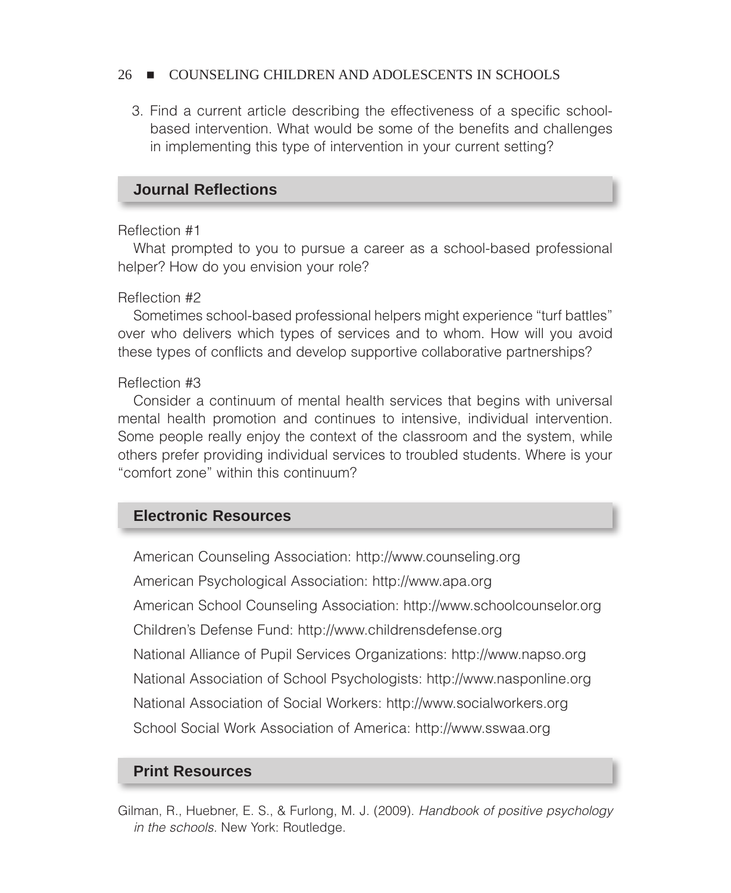3. Find a current article describing the effectiveness of a specific school-based intervention. What would be some of the benefits and challenges in implementing this type of intervention in your current setting?

## Journal Reflections

Reflection #1

What prompted to you to pursue a career as a school-based professional helper? How do you envision your role?

Reflection #2

Sometimes school-based professional helpers might experience "turf battles" over who delivers which types of services and to whom. How will you avoid these types of conflicts and develop supportive collaborative partnerships?

Reflection #3

Consider a continuum of mental health services that begins with universal mental health promotion and continues to intensive, individual intervention. Some people really enjoy the context of the classroom and the system, while others prefer providing individual services to troubled students. Where is your "comfort zone" within this continuum?

## Electronic Resources

American Counseling Association: http://www.counseling.org

American Psychological Association: http://www.apa.org

American School Counseling Association: http://www.schoolcounselor.org

Children's Defense Fund: http://www.childrensdefense.org

National Alliance of Pupil Services Organizations: http://www.napso.org

National Association of School Psychologists: http://www.nasponline.org

National Association of Social Workers: http://www.socialworkers.org

School Social Work Association of America: http://www.sswaa.org

## Print Resources

Gilman, R., Huebner, E. S., & Furlong, M. J. (2009). *Handbook of positive psychology in the schools*. New York: Routledge.